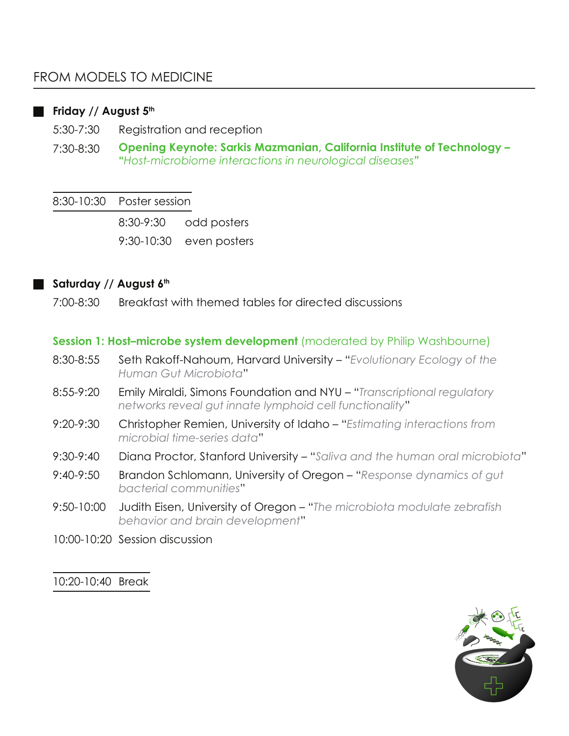# FROM MODELS TO MEDICINE

## Friday // August 5th

5:30-7:30 Registration and reception

7:30-8:30 **Opening Keynote: Sarkis Mazmanian, California Institute of Technology –** "*Host-microbiome interactions in neurological diseases*"

8:30-10:30 Poster session

- 8:30-9:30 odd posters
- 9:30-10:30 even posters

## Saturday // August 6th

7:00-8:30 Breakfast with themed tables for directed discussions

### **Session 1: Host–microbe system development** (moderated by Philip Washbourne)

8:30-8:55 Seth Rakoff-Nahoum, Harvard University – "*Evolutionary Ecology of the Human Gut Microbiota*"

8:55-9:20 Emily Miraldi, Simons Foundation and NYU – "*Transcriptional regulatory networks reveal gut innate lymphoid cell functionality*"

9:20-9:30 Christopher Remien, University of Idaho – "*Estimating interactions from microbial time-series data*"

9:30-9:40 Diana Proctor, Stanford University – "*Saliva and the human oral microbiota*"

9:40-9:50 Brandon Schlomann, University of Oregon – "*Response dynamics of gut bacterial communities*"

9:50-10:00 Judith Eisen, University of Oregon – "*The microbiota modulate zebrafish behavior and brain development*"

10:00-10:20 Session discussion

10:20-10:40 Break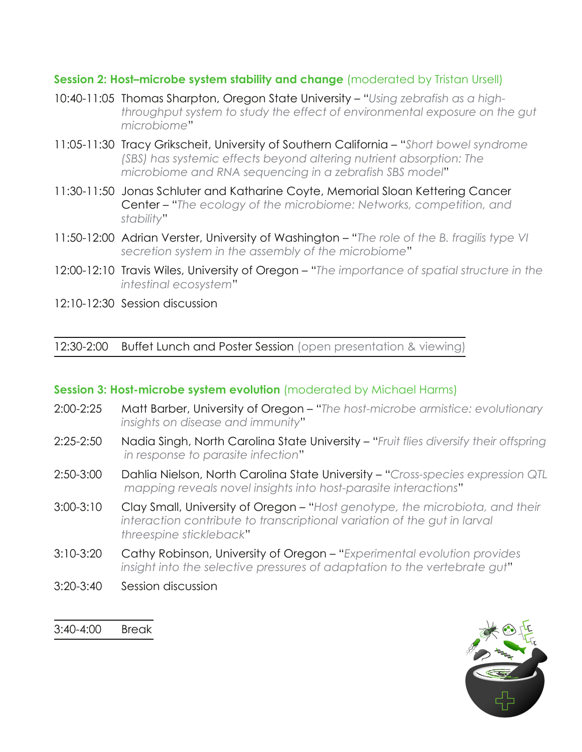### Session 2: Host–microbe system stability and change (moderated by Tristan Ursell)

10:40-11:05 Thomas Sharpton, Oregon State University – "*Using zebrafish as a high-throughput system to study the effect of environmental exposure on the gut microbiome*"

11:05-11:30 Tracy Grikscheit, University of Southern California – "*Short bowel syndrome (SBS) has systemic effects beyond altering nutrient absorption: The microbiome and RNA sequencing in a zebrafish SBS model*"

11:30-11:50 Jonas Schluter and Katharine Coyte, Memorial Sloan Kettering Cancer Center – "*The ecology of the microbiome: Networks, competition, and stability*"

11:50-12:00 Adrian Verster, University of Washington – "*The role of the B. fragilis type VI secretion system in the assembly of the microbiome*"

12:00-12:10 Travis Wiles, University of Oregon – "*The importance of spatial structure in the intestinal ecosystem*"

12:10-12:30 Session discussion

---

12:30-2:00 Buffet Lunch and Poster Session (open presentation & viewing)

---

### Session 3: Host-microbe system evolution (moderated by Michael Harms)

2:00-2:25 Matt Barber, University of Oregon – "*The host-microbe armistice: evolutionary insights on disease and immunity*"

2:25-2:50 Nadia Singh, North Carolina State University – "*Fruit flies diversify their offspring in response to parasite infection*"

2:50-3:00 Dahlia Nielson, North Carolina State University – "*Cross-species expression QTL mapping reveals novel insights into host-parasite interactions*"

3:00-3:10 Clay Small, University of Oregon – "*Host genotype, the microbiota, and their interaction contribute to transcriptional variation of the gut in larval threespine stickleback*"

3:10-3:20 Cathy Robinson, University of Oregon – "*Experimental evolution provides insight into the selective pressures of adaptation to the vertebrate gut*"

3:20-3:40 Session discussion

---

3:40-4:00 Break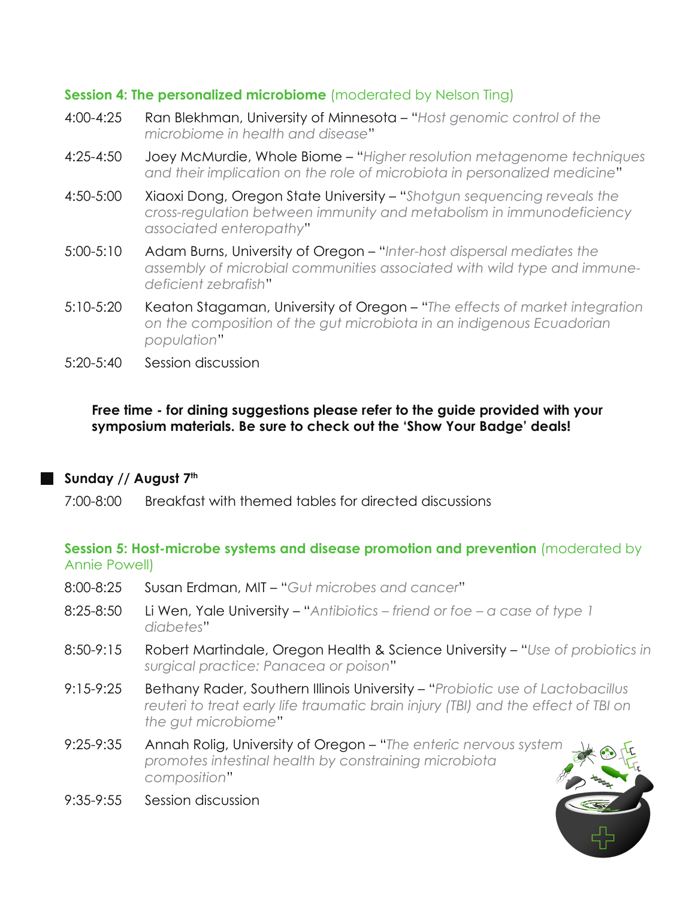### Session 4: The personalized microbiome (moderated by Nelson Ting)

4:00-4:25 Ran Blekhman, University of Minnesota – "*Host genomic control of the microbiome in health and disease*"

4:25-4:50 Joey McMurdie, Whole Biome – "*Higher resolution metagenome techniques and their implication on the role of microbiota in personalized medicine*"

4:50-5:00 Xiaoxi Dong, Oregon State University – "*Shotgun sequencing reveals the cross-regulation between immunity and metabolism in immunodeficiency associated enteropathy*"

5:00-5:10 Adam Burns, University of Oregon – "*Inter-host dispersal mediates the assembly of microbial communities associated with wild type and immune-deficient zebrafish*"

5:10-5:20 Keaton Stagaman, University of Oregon – "*The effects of market integration on the composition of the gut microbiota in an indigenous Ecuadorian population*"

5:20-5:40 Session discussion

**Free time - for dining suggestions please refer to the guide provided with your symposium materials. Be sure to check out the 'Show Your Badge' deals!**

## Sunday // August 7th

7:00-8:00 Breakfast with themed tables for directed discussions

### Session 5: Host-microbe systems and disease promotion and prevention (moderated by Annie Powell)

8:00-8:25 Susan Erdman, MIT – "*Gut microbes and cancer*"

8:25-8:50 Li Wen, Yale University – "*Antibiotics – friend or foe – a case of type 1 diabetes*"

8:50-9:15 Robert Martindale, Oregon Health & Science University – "*Use of probiotics in surgical practice: Panacea or poison*"

9:15-9:25 Bethany Rader, Southern Illinois University – "*Probiotic use of Lactobacillus reuteri to treat early life traumatic brain injury (TBI) and the effect of TBI on the gut microbiome*"

9:25-9:35 Annah Rolig, University of Oregon – "*The enteric nervous system promotes intestinal health by constraining microbiota composition*"

9:35-9:55 Session discussion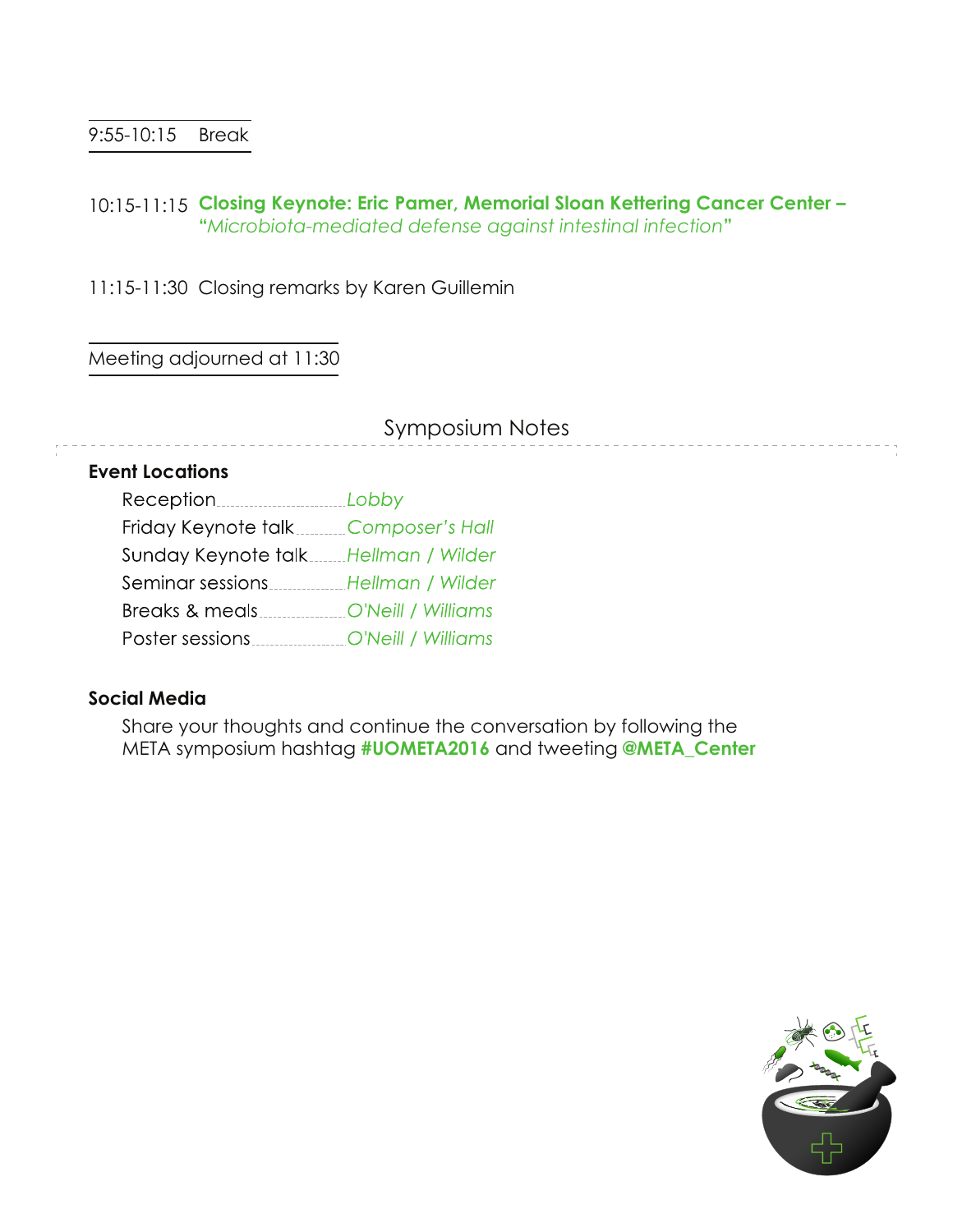9:55-10:15 Break

10:15-11:15 **Closing Keynote: Eric Pamer, Memorial Sloan Kettering Cancer Center –** "*Microbiota-mediated defense against intestinal infection*"

11:15-11:30 Closing remarks by Karen Guillemin

Meeting adjourned at 11:30

## Symposium Notes

**Event Locations**

Reception ........ *Lobby*
Friday Keynote talk ........ *Composer's Hall*
Sunday Keynote talk ........ *Hellman / Wilder*
Seminar sessions ........ *Hellman / Wilder*
Breaks & meals ........ *O'Neill / Williams*
Poster sessions ........ *O'Neill / Williams*

**Social Media**

Share your thoughts and continue the conversation by following the META symposium hashtag **#UOMETA2016** and tweeting **@META_Center**